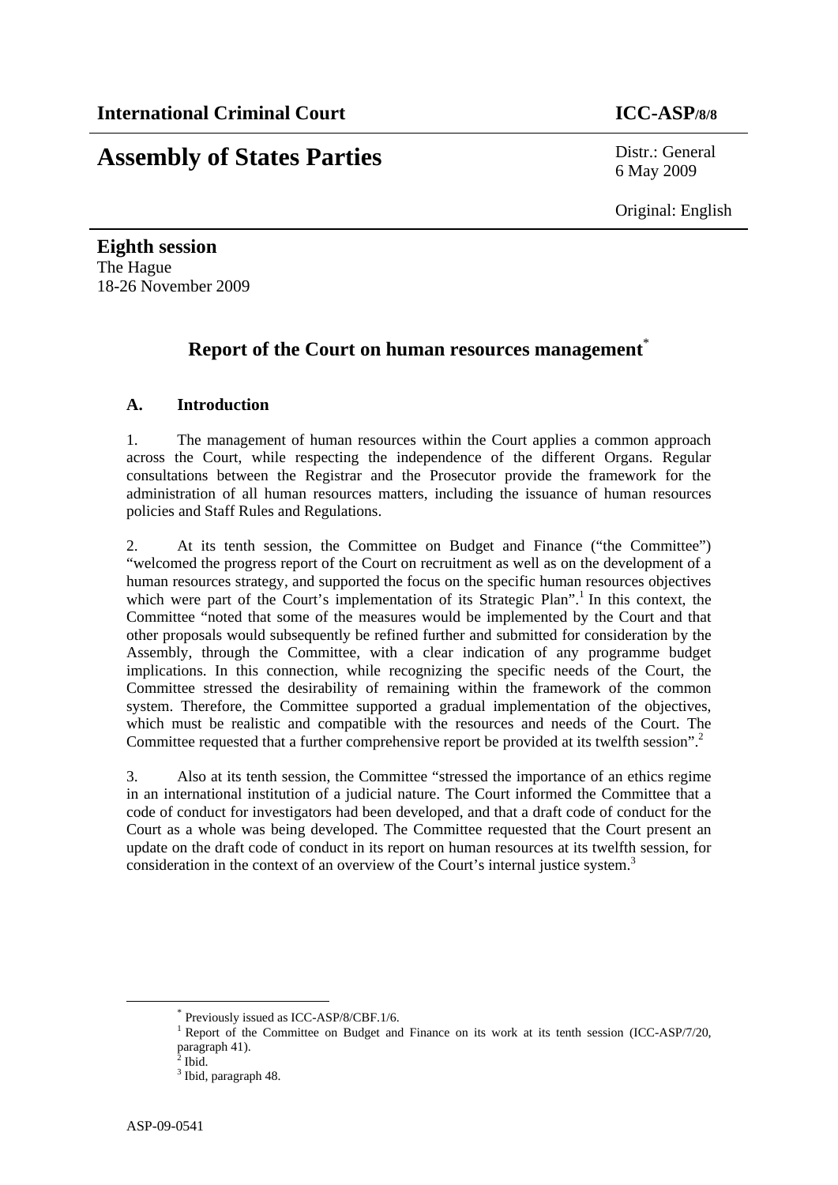**International Criminal Court** **ICC-ASP/8/8**

# Assembly of States Parties

Distr.: General
6 May 2009

Original: English

**Eighth session**
The Hague
18-26 November 2009

## Report of the Court on human resources management*

### A. Introduction

1. The management of human resources within the Court applies a common approach across the Court, while respecting the independence of the different Organs. Regular consultations between the Registrar and the Prosecutor provide the framework for the administration of all human resources matters, including the issuance of human resources policies and Staff Rules and Regulations.

2. At its tenth session, the Committee on Budget and Finance ("the Committee") "welcomed the progress report of the Court on recruitment as well as on the development of a human resources strategy, and supported the focus on the specific human resources objectives which were part of the Court's implementation of its Strategic Plan".[1] In this context, the Committee "noted that some of the measures would be implemented by the Court and that other proposals would subsequently be refined further and submitted for consideration by the Assembly, through the Committee, with a clear indication of any programme budget implications. In this connection, while recognizing the specific needs of the Court, the Committee stressed the desirability of remaining within the framework of the common system. Therefore, the Committee supported a gradual implementation of the objectives, which must be realistic and compatible with the resources and needs of the Court. The Committee requested that a further comprehensive report be provided at its twelfth session".[2]

3. Also at its tenth session, the Committee "stressed the importance of an ethics regime in an international institution of a judicial nature. The Court informed the Committee that a code of conduct for investigators had been developed, and that a draft code of conduct for the Court as a whole was being developed. The Committee requested that the Court present an update on the draft code of conduct in its report on human resources at its twelfth session, for consideration in the context of an overview of the Court's internal justice system.[3]

---

* Previously issued as ICC-ASP/8/CBF.1/6.

[1] Report of the Committee on Budget and Finance on its work at its tenth session (ICC-ASP/7/20, paragraph 41).

[2] Ibid.

[3] Ibid, paragraph 48.

ASP-09-0541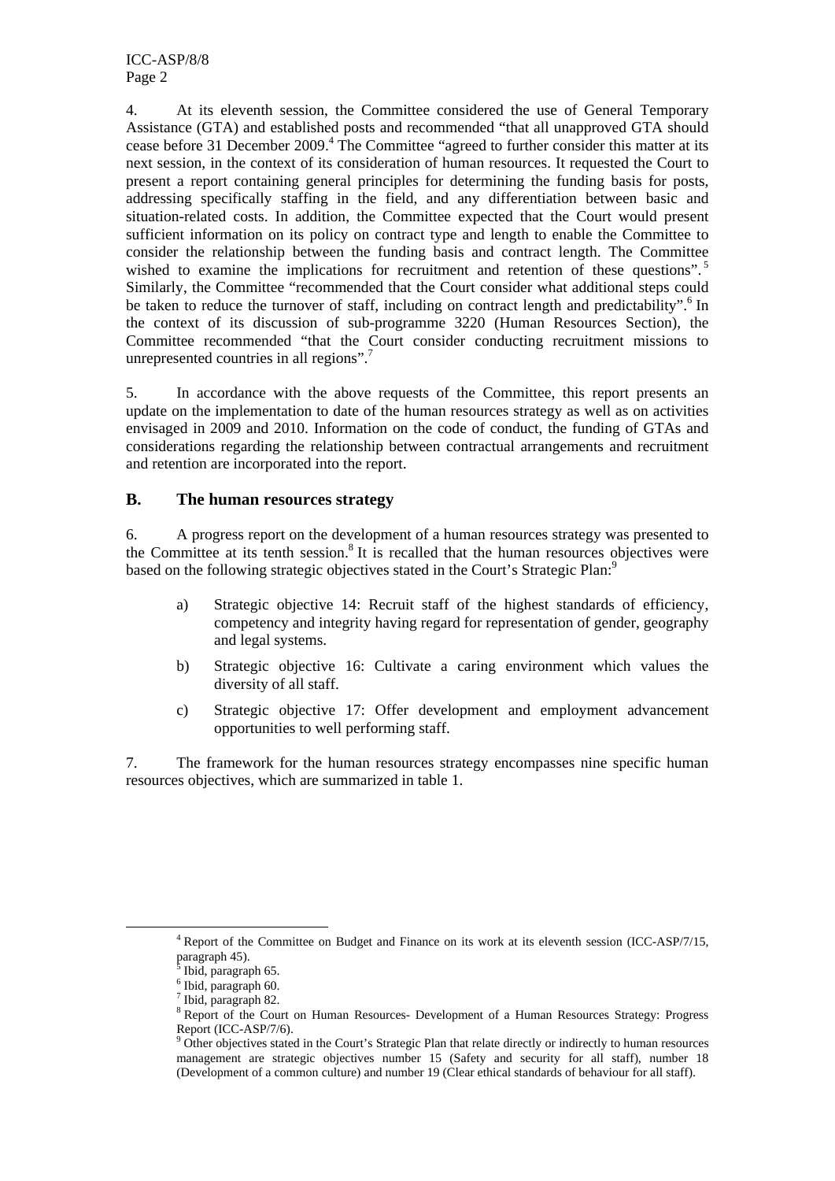4. At its eleventh session, the Committee considered the use of General Temporary Assistance (GTA) and established posts and recommended "that all unapproved GTA should cease before 31 December 2009.[4] The Committee "agreed to further consider this matter at its next session, in the context of its consideration of human resources. It requested the Court to present a report containing general principles for determining the funding basis for posts, addressing specifically staffing in the field, and any differentiation between basic and situation-related costs. In addition, the Committee expected that the Court would present sufficient information on its policy on contract type and length to enable the Committee to consider the relationship between the funding basis and contract length. The Committee wished to examine the implications for recruitment and retention of these questions".[5] Similarly, the Committee "recommended that the Court consider what additional steps could be taken to reduce the turnover of staff, including on contract length and predictability".[6] In the context of its discussion of sub-programme 3220 (Human Resources Section), the Committee recommended "that the Court consider conducting recruitment missions to unrepresented countries in all regions".[7]

5. In accordance with the above requests of the Committee, this report presents an update on the implementation to date of the human resources strategy as well as on activities envisaged in 2009 and 2010. Information on the code of conduct, the funding of GTAs and considerations regarding the relationship between contractual arrangements and recruitment and retention are incorporated into the report.

## B. The human resources strategy

6. A progress report on the development of a human resources strategy was presented to the Committee at its tenth session.[8] It is recalled that the human resources objectives were based on the following strategic objectives stated in the Court's Strategic Plan:[9]

a) Strategic objective 14: Recruit staff of the highest standards of efficiency, competency and integrity having regard for representation of gender, geography and legal systems.

b) Strategic objective 16: Cultivate a caring environment which values the diversity of all staff.

c) Strategic objective 17: Offer development and employment advancement opportunities to well performing staff.

7. The framework for the human resources strategy encompasses nine specific human resources objectives, which are summarized in table 1.

---

[4] Report of the Committee on Budget and Finance on its work at its eleventh session (ICC-ASP/7/15, paragraph 45).

[5] Ibid, paragraph 65.

[6] Ibid, paragraph 60.

[7] Ibid, paragraph 82.

[8] Report of the Court on Human Resources- Development of a Human Resources Strategy: Progress Report (ICC-ASP/7/6).

[9] Other objectives stated in the Court's Strategic Plan that relate directly or indirectly to human resources management are strategic objectives number 15 (Safety and security for all staff), number 18 (Development of a common culture) and number 19 (Clear ethical standards of behaviour for all staff).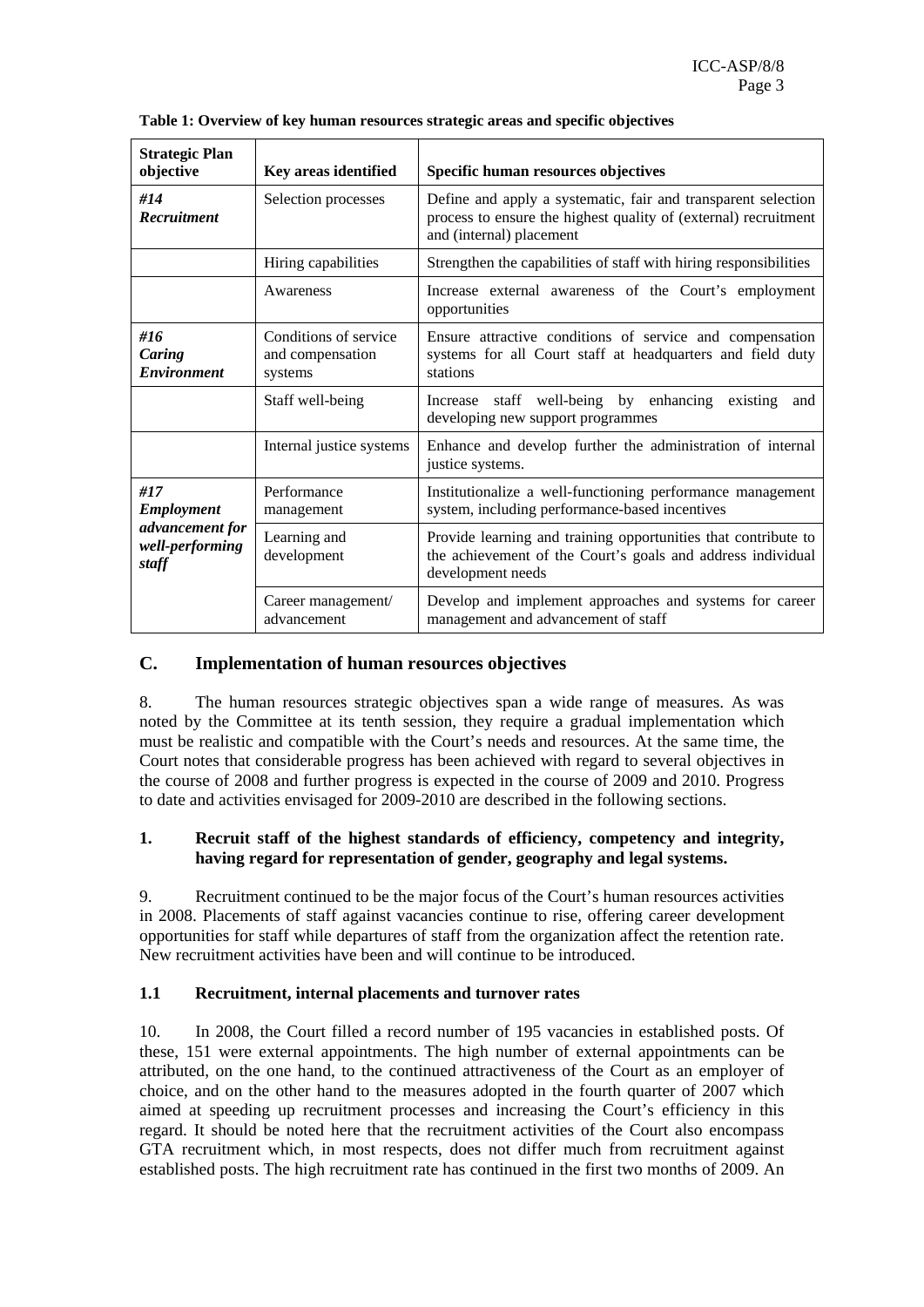**Table 1: Overview of key human resources strategic areas and specific objectives**

| Strategic Plan objective | Key areas identified | Specific human resources objectives |
|---|---|---|
| ***#14 Recruitment*** | Selection processes | Define and apply a systematic, fair and transparent selection process to ensure the highest quality of (external) recruitment and (internal) placement |
| | Hiring capabilities | Strengthen the capabilities of staff with hiring responsibilities |
| | Awareness | Increase external awareness of the Court's employment opportunities |
| ***#16 Caring Environment*** | Conditions of service and compensation systems | Ensure attractive conditions of service and compensation systems for all Court staff at headquarters and field duty stations |
| | Staff well-being | Increase staff well-being by enhancing existing and developing new support programmes |
| | Internal justice systems | Enhance and develop further the administration of internal justice systems. |
| ***#17 Employment advancement for well-performing staff*** | Performance management | Institutionalize a well-functioning performance management system, including performance-based incentives |
| | Learning and development | Provide learning and training opportunities that contribute to the achievement of the Court's goals and address individual development needs |
| | Career management/ advancement | Develop and implement approaches and systems for career management and advancement of staff |

## C. Implementation of human resources objectives

8. The human resources strategic objectives span a wide range of measures. As was noted by the Committee at its tenth session, they require a gradual implementation which must be realistic and compatible with the Court's needs and resources. At the same time, the Court notes that considerable progress has been achieved with regard to several objectives in the course of 2008 and further progress is expected in the course of 2009 and 2010. Progress to date and activities envisaged for 2009-2010 are described in the following sections.

### 1. Recruit staff of the highest standards of efficiency, competency and integrity, having regard for representation of gender, geography and legal systems.

9. Recruitment continued to be the major focus of the Court's human resources activities in 2008. Placements of staff against vacancies continue to rise, offering career development opportunities for staff while departures of staff from the organization affect the retention rate. New recruitment activities have been and will continue to be introduced.

#### 1.1 Recruitment, internal placements and turnover rates

10. In 2008, the Court filled a record number of 195 vacancies in established posts. Of these, 151 were external appointments. The high number of external appointments can be attributed, on the one hand, to the continued attractiveness of the Court as an employer of choice, and on the other hand to the measures adopted in the fourth quarter of 2007 which aimed at speeding up recruitment processes and increasing the Court's efficiency in this regard. It should be noted here that the recruitment activities of the Court also encompass GTA recruitment which, in most respects, does not differ much from recruitment against established posts. The high recruitment rate has continued in the first two months of 2009. An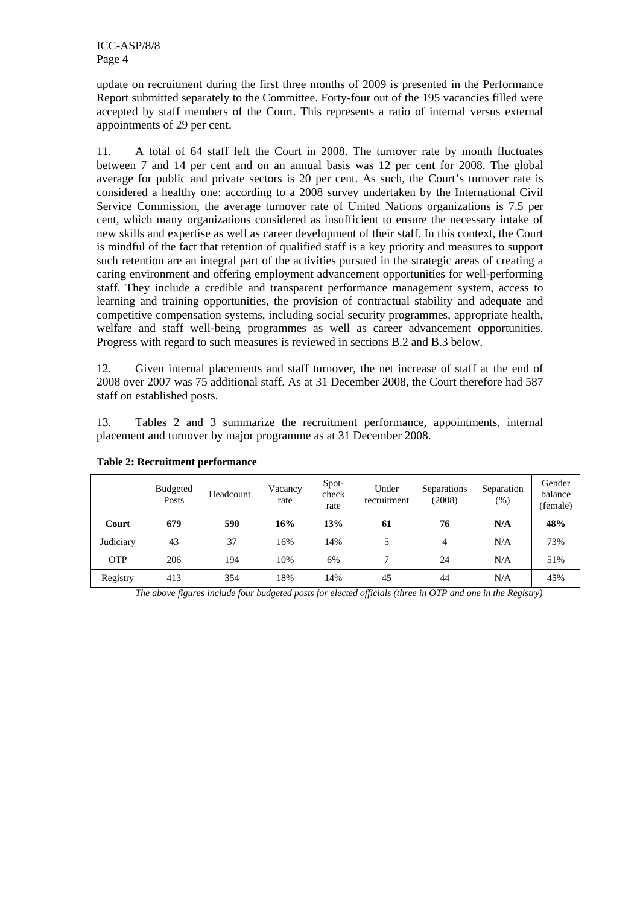update on recruitment during the first three months of 2009 is presented in the Performance Report submitted separately to the Committee. Forty-four out of the 195 vacancies filled were accepted by staff members of the Court. This represents a ratio of internal versus external appointments of 29 per cent.

11. A total of 64 staff left the Court in 2008. The turnover rate by month fluctuates between 7 and 14 per cent and on an annual basis was 12 per cent for 2008. The global average for public and private sectors is 20 per cent. As such, the Court's turnover rate is considered a healthy one: according to a 2008 survey undertaken by the International Civil Service Commission, the average turnover rate of United Nations organizations is 7.5 per cent, which many organizations considered as insufficient to ensure the necessary intake of new skills and expertise as well as career development of their staff. In this context, the Court is mindful of the fact that retention of qualified staff is a key priority and measures to support such retention are an integral part of the activities pursued in the strategic areas of creating a caring environment and offering employment advancement opportunities for well-performing staff. They include a credible and transparent performance management system, access to learning and training opportunities, the provision of contractual stability and adequate and competitive compensation systems, including social security programmes, appropriate health, welfare and staff well-being programmes as well as career advancement opportunities. Progress with regard to such measures is reviewed in sections B.2 and B.3 below.

12. Given internal placements and staff turnover, the net increase of staff at the end of 2008 over 2007 was 75 additional staff. As at 31 December 2008, the Court therefore had 587 staff on established posts.

13. Tables 2 and 3 summarize the recruitment performance, appointments, internal placement and turnover by major programme as at 31 December 2008.

**Table 2: Recruitment performance**

| | Budgeted Posts | Headcount | Vacancy rate | Spot-check rate | Under recruitment | Separations (2008) | Separation (%) | Gender balance (female) |
|---|---|---|---|---|---|---|---|---|
| **Court** | **679** | **590** | **16%** | **13%** | **61** | **76** | **N/A** | **48%** |
| Judiciary | 43 | 37 | 16% | 14% | 5 | 4 | N/A | 73% |
| OTP | 206 | 194 | 10% | 6% | 7 | 24 | N/A | 51% |
| Registry | 413 | 354 | 18% | 14% | 45 | 44 | N/A | 45% |

*The above figures include four budgeted posts for elected officials (three in OTP and one in the Registry)*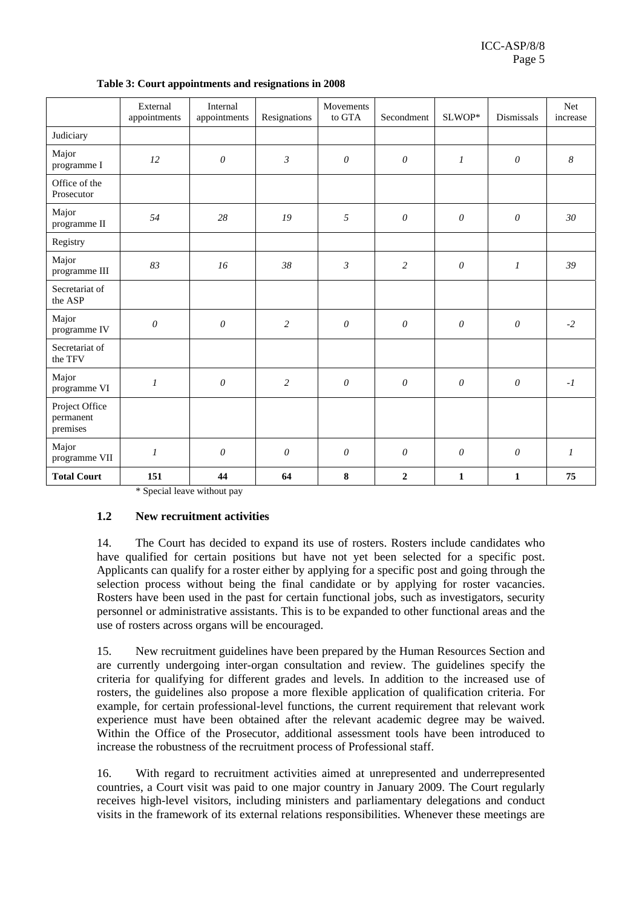**Table 3: Court appointments and resignations in 2008**

| | External appointments | Internal appointments | Resignations | Movements to GTA | Secondment | SLWOP* | Dismissals | Net increase |
|---|---|---|---|---|---|---|---|---|
| Judiciary | | | | | | | | |
| Major programme I | *12* | *0* | *3* | *0* | *0* | *1* | *0* | *8* |
| Office of the Prosecutor | | | | | | | | |
| Major programme II | *54* | *28* | *19* | *5* | *0* | *0* | *0* | *30* |
| Registry | | | | | | | | |
| Major programme III | *83* | *16* | *38* | *3* | *2* | *0* | *1* | *39* |
| Secretariat of the ASP | | | | | | | | |
| Major programme IV | *0* | *0* | *2* | *0* | *0* | *0* | *0* | *-2* |
| Secretariat of the TFV | | | | | | | | |
| Major programme VI | *1* | *0* | *2* | *0* | *0* | *0* | *0* | *-1* |
| Project Office permanent premises | | | | | | | | |
| Major programme VII | *1* | *0* | *0* | *0* | *0* | *0* | *0* | *1* |
| **Total Court** | **151** | **44** | **64** | **8** | **2** | **1** | **1** | **75** |

\* Special leave without pay

### 1.2 New recruitment activities

14. The Court has decided to expand its use of rosters. Rosters include candidates who have qualified for certain positions but have not yet been selected for a specific post. Applicants can qualify for a roster either by applying for a specific post and going through the selection process without being the final candidate or by applying for roster vacancies. Rosters have been used in the past for certain functional jobs, such as investigators, security personnel or administrative assistants. This is to be expanded to other functional areas and the use of rosters across organs will be encouraged.

15. New recruitment guidelines have been prepared by the Human Resources Section and are currently undergoing inter-organ consultation and review. The guidelines specify the criteria for qualifying for different grades and levels. In addition to the increased use of rosters, the guidelines also propose a more flexible application of qualification criteria. For example, for certain professional-level functions, the current requirement that relevant work experience must have been obtained after the relevant academic degree may be waived. Within the Office of the Prosecutor, additional assessment tools have been introduced to increase the robustness of the recruitment process of Professional staff.

16. With regard to recruitment activities aimed at unrepresented and underrepresented countries, a Court visit was paid to one major country in January 2009. The Court regularly receives high-level visitors, including ministers and parliamentary delegations and conduct visits in the framework of its external relations responsibilities. Whenever these meetings are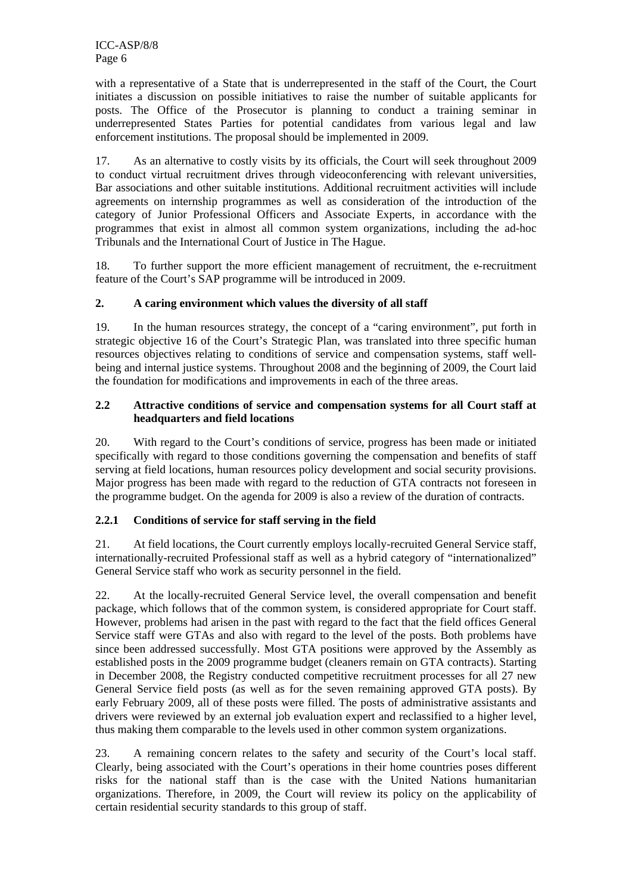with a representative of a State that is underrepresented in the staff of the Court, the Court initiates a discussion on possible initiatives to raise the number of suitable applicants for posts. The Office of the Prosecutor is planning to conduct a training seminar in underrepresented States Parties for potential candidates from various legal and law enforcement institutions. The proposal should be implemented in 2009.

17. As an alternative to costly visits by its officials, the Court will seek throughout 2009 to conduct virtual recruitment drives through videoconferencing with relevant universities, Bar associations and other suitable institutions. Additional recruitment activities will include agreements on internship programmes as well as consideration of the introduction of the category of Junior Professional Officers and Associate Experts, in accordance with the programmes that exist in almost all common system organizations, including the ad-hoc Tribunals and the International Court of Justice in The Hague.

18. To further support the more efficient management of recruitment, the e-recruitment feature of the Court's SAP programme will be introduced in 2009.

## 2. A caring environment which values the diversity of all staff

19. In the human resources strategy, the concept of a "caring environment", put forth in strategic objective 16 of the Court's Strategic Plan, was translated into three specific human resources objectives relating to conditions of service and compensation systems, staff well-being and internal justice systems. Throughout 2008 and the beginning of 2009, the Court laid the foundation for modifications and improvements in each of the three areas.

### 2.2 Attractive conditions of service and compensation systems for all Court staff at headquarters and field locations

20. With regard to the Court's conditions of service, progress has been made or initiated specifically with regard to those conditions governing the compensation and benefits of staff serving at field locations, human resources policy development and social security provisions. Major progress has been made with regard to the reduction of GTA contracts not foreseen in the programme budget. On the agenda for 2009 is also a review of the duration of contracts.

#### 2.2.1 Conditions of service for staff serving in the field

21. At field locations, the Court currently employs locally-recruited General Service staff, internationally-recruited Professional staff as well as a hybrid category of "internationalized" General Service staff who work as security personnel in the field.

22. At the locally-recruited General Service level, the overall compensation and benefit package, which follows that of the common system, is considered appropriate for Court staff. However, problems had arisen in the past with regard to the fact that the field offices General Service staff were GTAs and also with regard to the level of the posts. Both problems have since been addressed successfully. Most GTA positions were approved by the Assembly as established posts in the 2009 programme budget (cleaners remain on GTA contracts). Starting in December 2008, the Registry conducted competitive recruitment processes for all 27 new General Service field posts (as well as for the seven remaining approved GTA posts). By early February 2009, all of these posts were filled. The posts of administrative assistants and drivers were reviewed by an external job evaluation expert and reclassified to a higher level, thus making them comparable to the levels used in other common system organizations.

23. A remaining concern relates to the safety and security of the Court's local staff. Clearly, being associated with the Court's operations in their home countries poses different risks for the national staff than is the case with the United Nations humanitarian organizations. Therefore, in 2009, the Court will review its policy on the applicability of certain residential security standards to this group of staff.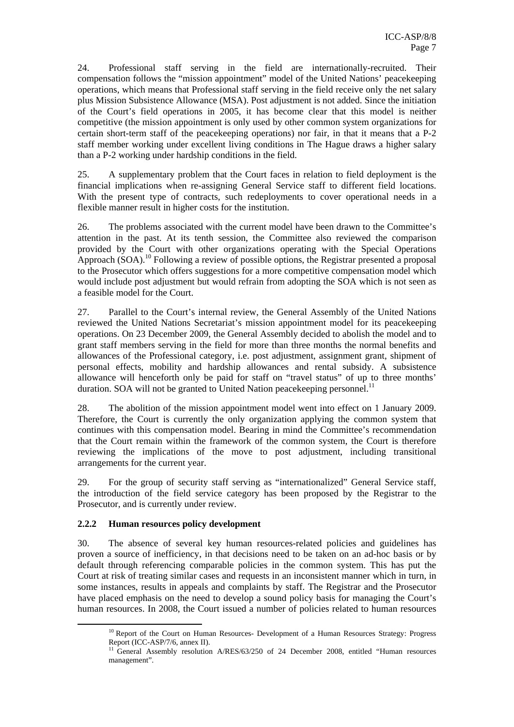24. Professional staff serving in the field are internationally-recruited. Their compensation follows the "mission appointment" model of the United Nations' peacekeeping operations, which means that Professional staff serving in the field receive only the net salary plus Mission Subsistence Allowance (MSA). Post adjustment is not added. Since the initiation of the Court's field operations in 2005, it has become clear that this model is neither competitive (the mission appointment is only used by other common system organizations for certain short-term staff of the peacekeeping operations) nor fair, in that it means that a P-2 staff member working under excellent living conditions in The Hague draws a higher salary than a P-2 working under hardship conditions in the field.

25. A supplementary problem that the Court faces in relation to field deployment is the financial implications when re-assigning General Service staff to different field locations. With the present type of contracts, such redeployments to cover operational needs in a flexible manner result in higher costs for the institution.

26. The problems associated with the current model have been drawn to the Committee's attention in the past. At its tenth session, the Committee also reviewed the comparison provided by the Court with other organizations operating with the Special Operations Approach (SOA).[10] Following a review of possible options, the Registrar presented a proposal to the Prosecutor which offers suggestions for a more competitive compensation model which would include post adjustment but would refrain from adopting the SOA which is not seen as a feasible model for the Court.

27. Parallel to the Court's internal review, the General Assembly of the United Nations reviewed the United Nations Secretariat's mission appointment model for its peacekeeping operations. On 23 December 2009, the General Assembly decided to abolish the model and to grant staff members serving in the field for more than three months the normal benefits and allowances of the Professional category, i.e. post adjustment, assignment grant, shipment of personal effects, mobility and hardship allowances and rental subsidy. A subsistence allowance will henceforth only be paid for staff on "travel status" of up to three months' duration. SOA will not be granted to United Nation peacekeeping personnel.[11]

28. The abolition of the mission appointment model went into effect on 1 January 2009. Therefore, the Court is currently the only organization applying the common system that continues with this compensation model. Bearing in mind the Committee's recommendation that the Court remain within the framework of the common system, the Court is therefore reviewing the implications of the move to post adjustment, including transitional arrangements for the current year.

29. For the group of security staff serving as "internationalized" General Service staff, the introduction of the field service category has been proposed by the Registrar to the Prosecutor, and is currently under review.

### 2.2.2 Human resources policy development

30. The absence of several key human resources-related policies and guidelines has proven a source of inefficiency, in that decisions need to be taken on an ad-hoc basis or by default through referencing comparable policies in the common system. This has put the Court at risk of treating similar cases and requests in an inconsistent manner which in turn, in some instances, results in appeals and complaints by staff. The Registrar and the Prosecutor have placed emphasis on the need to develop a sound policy basis for managing the Court's human resources. In 2008, the Court issued a number of policies related to human resources

---

[10] Report of the Court on Human Resources- Development of a Human Resources Strategy: Progress Report (ICC-ASP/7/6, annex II).

[11] General Assembly resolution A/RES/63/250 of 24 December 2008, entitled "Human resources management".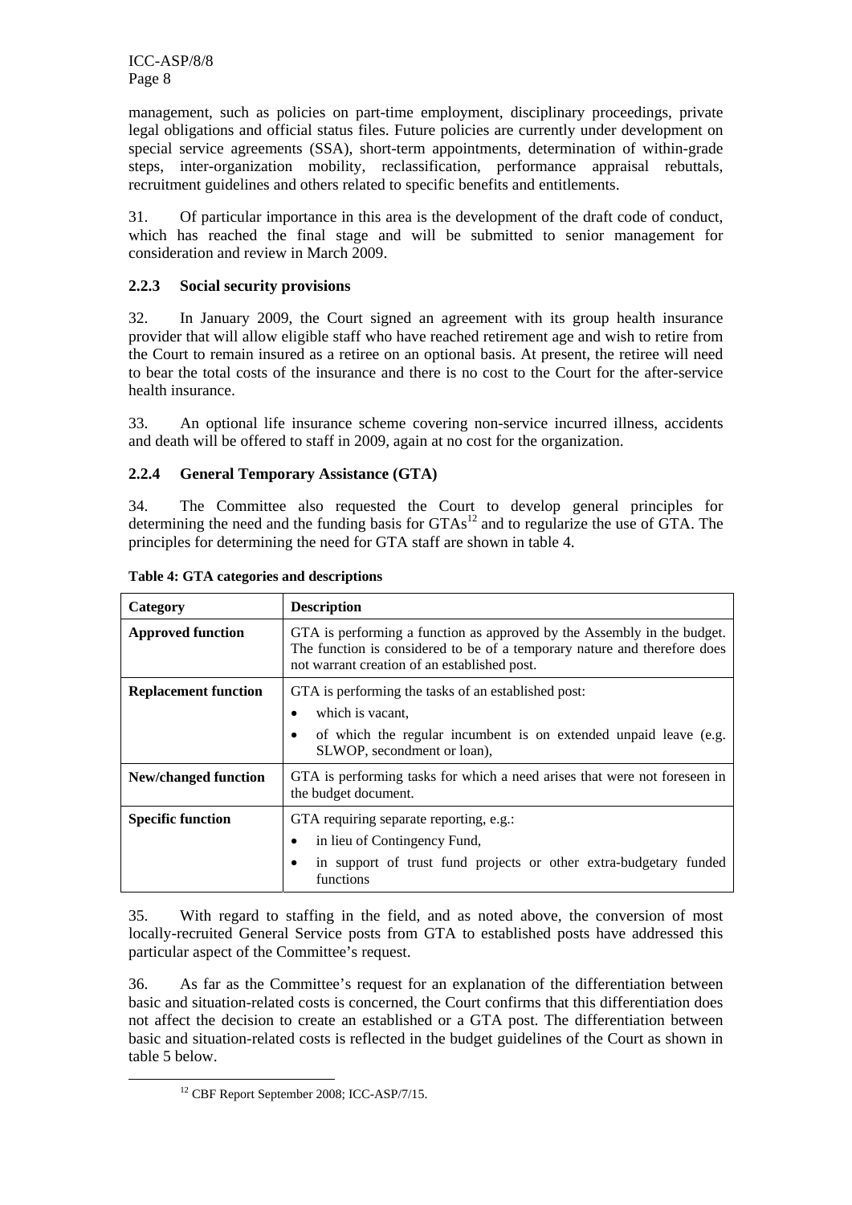management, such as policies on part-time employment, disciplinary proceedings, private legal obligations and official status files. Future policies are currently under development on special service agreements (SSA), short-term appointments, determination of within-grade steps, inter-organization mobility, reclassification, performance appraisal rebuttals, recruitment guidelines and others related to specific benefits and entitlements.

31. Of particular importance in this area is the development of the draft code of conduct, which has reached the final stage and will be submitted to senior management for consideration and review in March 2009.

### 2.2.3 Social security provisions

32. In January 2009, the Court signed an agreement with its group health insurance provider that will allow eligible staff who have reached retirement age and wish to retire from the Court to remain insured as a retiree on an optional basis. At present, the retiree will need to bear the total costs of the insurance and there is no cost to the Court for the after-service health insurance.

33. An optional life insurance scheme covering non-service incurred illness, accidents and death will be offered to staff in 2009, again at no cost for the organization.

### 2.2.4 General Temporary Assistance (GTA)

34. The Committee also requested the Court to develop general principles for determining the need and the funding basis for GTAs[12] and to regularize the use of GTA. The principles for determining the need for GTA staff are shown in table 4.

**Table 4: GTA categories and descriptions**

| Category | Description |
|---|---|
| **Approved function** | GTA is performing a function as approved by the Assembly in the budget. The function is considered to be of a temporary nature and therefore does not warrant creation of an established post. |
| **Replacement function** | GTA is performing the tasks of an established post:<br>• which is vacant,<br>• of which the regular incumbent is on extended unpaid leave (e.g. SLWOP, secondment or loan), |
| **New/changed function** | GTA is performing tasks for which a need arises that were not foreseen in the budget document. |
| **Specific function** | GTA requiring separate reporting, e.g.:<br>• in lieu of Contingency Fund,<br>• in support of trust fund projects or other extra-budgetary funded functions |

35. With regard to staffing in the field, and as noted above, the conversion of most locally-recruited General Service posts from GTA to established posts have addressed this particular aspect of the Committee's request.

36. As far as the Committee's request for an explanation of the differentiation between basic and situation-related costs is concerned, the Court confirms that this differentiation does not affect the decision to create an established or a GTA post. The differentiation between basic and situation-related costs is reflected in the budget guidelines of the Court as shown in table 5 below.

[12] CBF Report September 2008; ICC-ASP/7/15.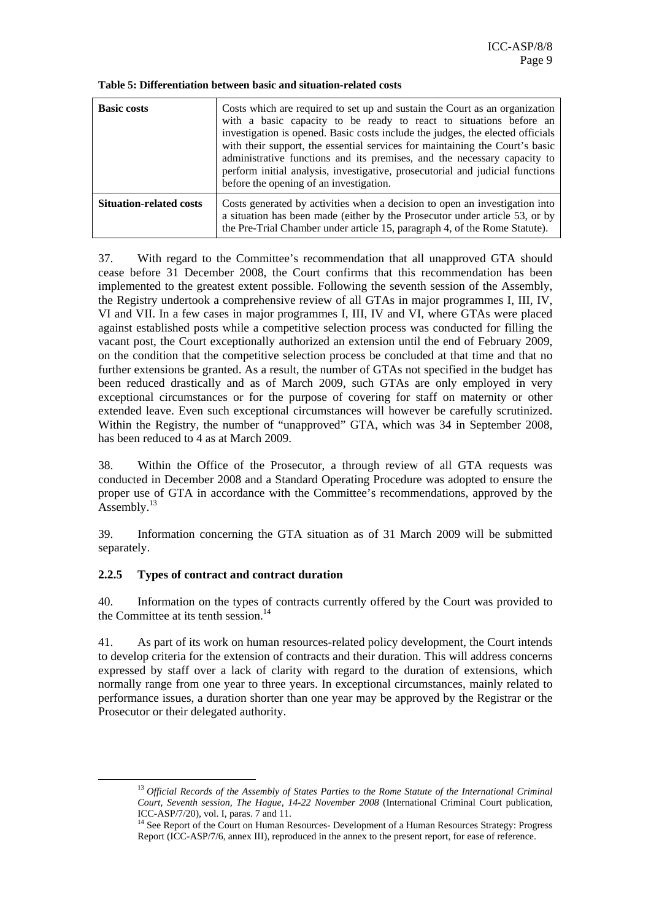**Table 5: Differentiation between basic and situation-related costs**

| | |
|---|---|
| **Basic costs** | Costs which are required to set up and sustain the Court as an organization with a basic capacity to be ready to react to situations before an investigation is opened. Basic costs include the judges, the elected officials with their support, the essential services for maintaining the Court's basic administrative functions and its premises, and the necessary capacity to perform initial analysis, investigative, prosecutorial and judicial functions before the opening of an investigation. |
| **Situation-related costs** | Costs generated by activities when a decision to open an investigation into a situation has been made (either by the Prosecutor under article 53, or by the Pre-Trial Chamber under article 15, paragraph 4, of the Rome Statute). |

37. With regard to the Committee's recommendation that all unapproved GTA should cease before 31 December 2008, the Court confirms that this recommendation has been implemented to the greatest extent possible. Following the seventh session of the Assembly, the Registry undertook a comprehensive review of all GTAs in major programmes I, III, IV, VI and VII. In a few cases in major programmes I, III, IV and VI, where GTAs were placed against established posts while a competitive selection process was conducted for filling the vacant post, the Court exceptionally authorized an extension until the end of February 2009, on the condition that the competitive selection process be concluded at that time and that no further extensions be granted. As a result, the number of GTAs not specified in the budget has been reduced drastically and as of March 2009, such GTAs are only employed in very exceptional circumstances or for the purpose of covering for staff on maternity or other extended leave. Even such exceptional circumstances will however be carefully scrutinized. Within the Registry, the number of "unapproved" GTA, which was 34 in September 2008, has been reduced to 4 as at March 2009.

38. Within the Office of the Prosecutor, a through review of all GTA requests was conducted in December 2008 and a Standard Operating Procedure was adopted to ensure the proper use of GTA in accordance with the Committee's recommendations, approved by the Assembly.[13]

39. Information concerning the GTA situation as of 31 March 2009 will be submitted separately.

### 2.2.5 Types of contract and contract duration

40. Information on the types of contracts currently offered by the Court was provided to the Committee at its tenth session.[14]

41. As part of its work on human resources-related policy development, the Court intends to develop criteria for the extension of contracts and their duration. This will address concerns expressed by staff over a lack of clarity with regard to the duration of extensions, which normally range from one year to three years. In exceptional circumstances, mainly related to performance issues, a duration shorter than one year may be approved by the Registrar or the Prosecutor or their delegated authority.

---

[13] *Official Records of the Assembly of States Parties to the Rome Statute of the International Criminal Court, Seventh session, The Hague, 14-22 November 2008* (International Criminal Court publication, ICC-ASP/7/20), vol. I, paras. 7 and 11.

[14] See Report of the Court on Human Resources- Development of a Human Resources Strategy: Progress Report (ICC-ASP/7/6, annex III), reproduced in the annex to the present report, for ease of reference.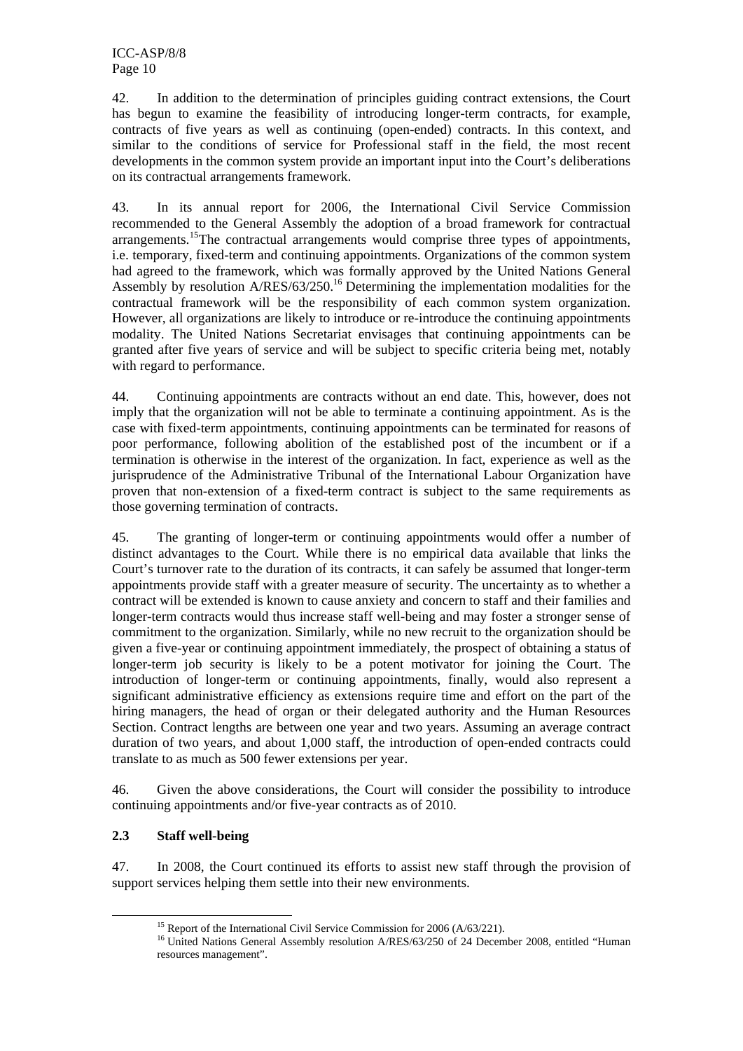42. In addition to the determination of principles guiding contract extensions, the Court has begun to examine the feasibility of introducing longer-term contracts, for example, contracts of five years as well as continuing (open-ended) contracts. In this context, and similar to the conditions of service for Professional staff in the field, the most recent developments in the common system provide an important input into the Court's deliberations on its contractual arrangements framework.

43. In its annual report for 2006, the International Civil Service Commission recommended to the General Assembly the adoption of a broad framework for contractual arrangements.[15] The contractual arrangements would comprise three types of appointments, i.e. temporary, fixed-term and continuing appointments. Organizations of the common system had agreed to the framework, which was formally approved by the United Nations General Assembly by resolution A/RES/63/250.[16] Determining the implementation modalities for the contractual framework will be the responsibility of each common system organization. However, all organizations are likely to introduce or re-introduce the continuing appointments modality. The United Nations Secretariat envisages that continuing appointments can be granted after five years of service and will be subject to specific criteria being met, notably with regard to performance.

44. Continuing appointments are contracts without an end date. This, however, does not imply that the organization will not be able to terminate a continuing appointment. As is the case with fixed-term appointments, continuing appointments can be terminated for reasons of poor performance, following abolition of the established post of the incumbent or if a termination is otherwise in the interest of the organization. In fact, experience as well as the jurisprudence of the Administrative Tribunal of the International Labour Organization have proven that non-extension of a fixed-term contract is subject to the same requirements as those governing termination of contracts.

45. The granting of longer-term or continuing appointments would offer a number of distinct advantages to the Court. While there is no empirical data available that links the Court's turnover rate to the duration of its contracts, it can safely be assumed that longer-term appointments provide staff with a greater measure of security. The uncertainty as to whether a contract will be extended is known to cause anxiety and concern to staff and their families and longer-term contracts would thus increase staff well-being and may foster a stronger sense of commitment to the organization. Similarly, while no new recruit to the organization should be given a five-year or continuing appointment immediately, the prospect of obtaining a status of longer-term job security is likely to be a potent motivator for joining the Court. The introduction of longer-term or continuing appointments, finally, would also represent a significant administrative efficiency as extensions require time and effort on the part of the hiring managers, the head of organ or their delegated authority and the Human Resources Section. Contract lengths are between one year and two years. Assuming an average contract duration of two years, and about 1,000 staff, the introduction of open-ended contracts could translate to as much as 500 fewer extensions per year.

46. Given the above considerations, the Court will consider the possibility to introduce continuing appointments and/or five-year contracts as of 2010.

### 2.3 Staff well-being

47. In 2008, the Court continued its efforts to assist new staff through the provision of support services helping them settle into their new environments.

---

[15] Report of the International Civil Service Commission for 2006 (A/63/221).

[16] United Nations General Assembly resolution A/RES/63/250 of 24 December 2008, entitled "Human resources management".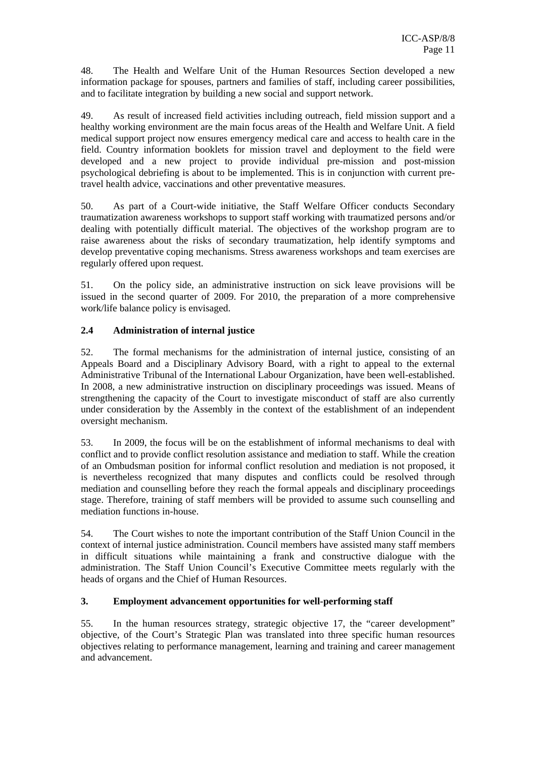48. The Health and Welfare Unit of the Human Resources Section developed a new information package for spouses, partners and families of staff, including career possibilities, and to facilitate integration by building a new social and support network.

49. As result of increased field activities including outreach, field mission support and a healthy working environment are the main focus areas of the Health and Welfare Unit. A field medical support project now ensures emergency medical care and access to health care in the field. Country information booklets for mission travel and deployment to the field were developed and a new project to provide individual pre-mission and post-mission psychological debriefing is about to be implemented. This is in conjunction with current pre-travel health advice, vaccinations and other preventative measures.

50. As part of a Court-wide initiative, the Staff Welfare Officer conducts Secondary traumatization awareness workshops to support staff working with traumatized persons and/or dealing with potentially difficult material. The objectives of the workshop program are to raise awareness about the risks of secondary traumatization, help identify symptoms and develop preventative coping mechanisms. Stress awareness workshops and team exercises are regularly offered upon request.

51. On the policy side, an administrative instruction on sick leave provisions will be issued in the second quarter of 2009. For 2010, the preparation of a more comprehensive work/life balance policy is envisaged.

### 2.4 Administration of internal justice

52. The formal mechanisms for the administration of internal justice, consisting of an Appeals Board and a Disciplinary Advisory Board, with a right to appeal to the external Administrative Tribunal of the International Labour Organization, have been well-established. In 2008, a new administrative instruction on disciplinary proceedings was issued. Means of strengthening the capacity of the Court to investigate misconduct of staff are also currently under consideration by the Assembly in the context of the establishment of an independent oversight mechanism.

53. In 2009, the focus will be on the establishment of informal mechanisms to deal with conflict and to provide conflict resolution assistance and mediation to staff. While the creation of an Ombudsman position for informal conflict resolution and mediation is not proposed, it is nevertheless recognized that many disputes and conflicts could be resolved through mediation and counselling before they reach the formal appeals and disciplinary proceedings stage. Therefore, training of staff members will be provided to assume such counselling and mediation functions in-house.

54. The Court wishes to note the important contribution of the Staff Union Council in the context of internal justice administration. Council members have assisted many staff members in difficult situations while maintaining a frank and constructive dialogue with the administration. The Staff Union Council's Executive Committee meets regularly with the heads of organs and the Chief of Human Resources.

## 3. Employment advancement opportunities for well-performing staff

55. In the human resources strategy, strategic objective 17, the "career development" objective, of the Court's Strategic Plan was translated into three specific human resources objectives relating to performance management, learning and training and career management and advancement.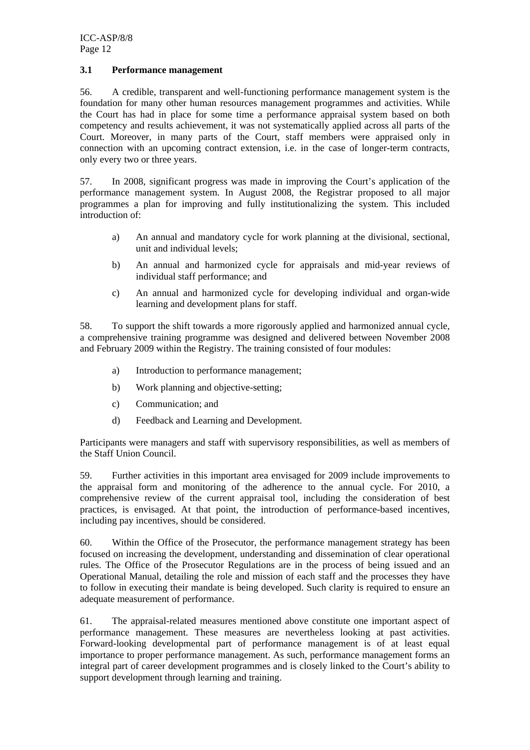### 3.1 Performance management

56. A credible, transparent and well-functioning performance management system is the foundation for many other human resources management programmes and activities. While the Court has had in place for some time a performance appraisal system based on both competency and results achievement, it was not systematically applied across all parts of the Court. Moreover, in many parts of the Court, staff members were appraised only in connection with an upcoming contract extension, i.e. in the case of longer-term contracts, only every two or three years.

57. In 2008, significant progress was made in improving the Court's application of the performance management system. In August 2008, the Registrar proposed to all major programmes a plan for improving and fully institutionalizing the system. This included introduction of:

a) An annual and mandatory cycle for work planning at the divisional, sectional, unit and individual levels;

b) An annual and harmonized cycle for appraisals and mid-year reviews of individual staff performance; and

c) An annual and harmonized cycle for developing individual and organ-wide learning and development plans for staff.

58. To support the shift towards a more rigorously applied and harmonized annual cycle, a comprehensive training programme was designed and delivered between November 2008 and February 2009 within the Registry. The training consisted of four modules:

a) Introduction to performance management;

b) Work planning and objective-setting;

c) Communication; and

d) Feedback and Learning and Development.

Participants were managers and staff with supervisory responsibilities, as well as members of the Staff Union Council.

59. Further activities in this important area envisaged for 2009 include improvements to the appraisal form and monitoring of the adherence to the annual cycle. For 2010, a comprehensive review of the current appraisal tool, including the consideration of best practices, is envisaged. At that point, the introduction of performance-based incentives, including pay incentives, should be considered.

60. Within the Office of the Prosecutor, the performance management strategy has been focused on increasing the development, understanding and dissemination of clear operational rules. The Office of the Prosecutor Regulations are in the process of being issued and an Operational Manual, detailing the role and mission of each staff and the processes they have to follow in executing their mandate is being developed. Such clarity is required to ensure an adequate measurement of performance.

61. The appraisal-related measures mentioned above constitute one important aspect of performance management. These measures are nevertheless looking at past activities. Forward-looking developmental part of performance management is of at least equal importance to proper performance management. As such, performance management forms an integral part of career development programmes and is closely linked to the Court's ability to support development through learning and training.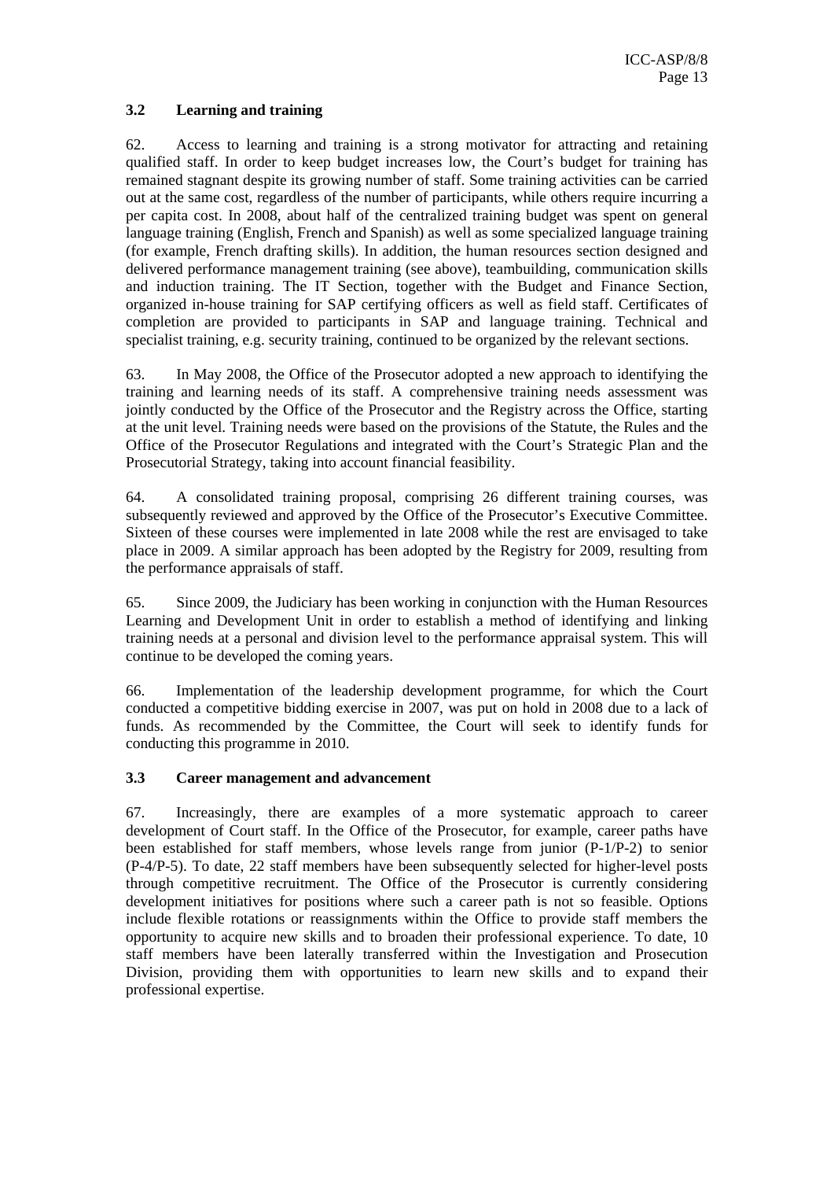### 3.2 Learning and training

62. Access to learning and training is a strong motivator for attracting and retaining qualified staff. In order to keep budget increases low, the Court's budget for training has remained stagnant despite its growing number of staff. Some training activities can be carried out at the same cost, regardless of the number of participants, while others require incurring a per capita cost. In 2008, about half of the centralized training budget was spent on general language training (English, French and Spanish) as well as some specialized language training (for example, French drafting skills). In addition, the human resources section designed and delivered performance management training (see above), teambuilding, communication skills and induction training. The IT Section, together with the Budget and Finance Section, organized in-house training for SAP certifying officers as well as field staff. Certificates of completion are provided to participants in SAP and language training. Technical and specialist training, e.g. security training, continued to be organized by the relevant sections.

63. In May 2008, the Office of the Prosecutor adopted a new approach to identifying the training and learning needs of its staff. A comprehensive training needs assessment was jointly conducted by the Office of the Prosecutor and the Registry across the Office, starting at the unit level. Training needs were based on the provisions of the Statute, the Rules and the Office of the Prosecutor Regulations and integrated with the Court's Strategic Plan and the Prosecutorial Strategy, taking into account financial feasibility.

64. A consolidated training proposal, comprising 26 different training courses, was subsequently reviewed and approved by the Office of the Prosecutor's Executive Committee. Sixteen of these courses were implemented in late 2008 while the rest are envisaged to take place in 2009. A similar approach has been adopted by the Registry for 2009, resulting from the performance appraisals of staff.

65. Since 2009, the Judiciary has been working in conjunction with the Human Resources Learning and Development Unit in order to establish a method of identifying and linking training needs at a personal and division level to the performance appraisal system. This will continue to be developed the coming years.

66. Implementation of the leadership development programme, for which the Court conducted a competitive bidding exercise in 2007, was put on hold in 2008 due to a lack of funds. As recommended by the Committee, the Court will seek to identify funds for conducting this programme in 2010.

### 3.3 Career management and advancement

67. Increasingly, there are examples of a more systematic approach to career development of Court staff. In the Office of the Prosecutor, for example, career paths have been established for staff members, whose levels range from junior (P-1/P-2) to senior (P-4/P-5). To date, 22 staff members have been subsequently selected for higher-level posts through competitive recruitment. The Office of the Prosecutor is currently considering development initiatives for positions where such a career path is not so feasible. Options include flexible rotations or reassignments within the Office to provide staff members the opportunity to acquire new skills and to broaden their professional experience. To date, 10 staff members have been laterally transferred within the Investigation and Prosecution Division, providing them with opportunities to learn new skills and to expand their professional expertise.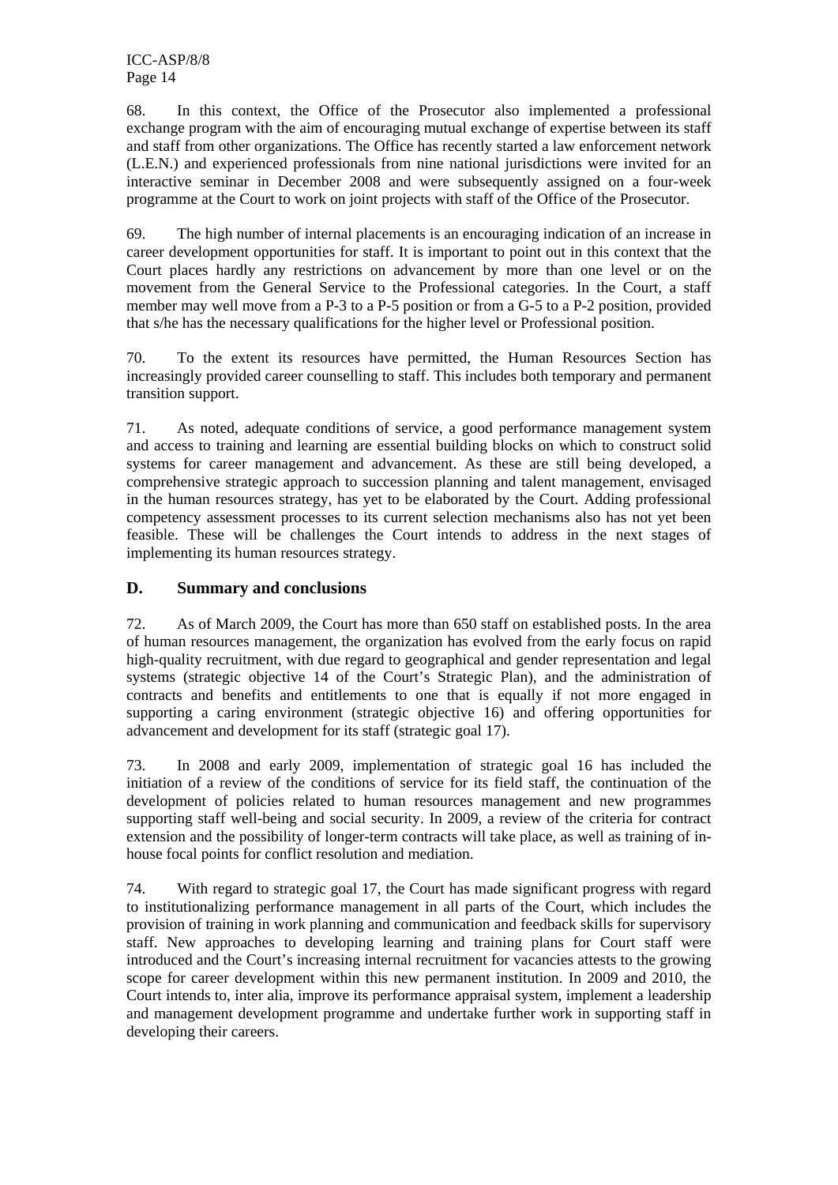68. In this context, the Office of the Prosecutor also implemented a professional exchange program with the aim of encouraging mutual exchange of expertise between its staff and staff from other organizations. The Office has recently started a law enforcement network (L.E.N.) and experienced professionals from nine national jurisdictions were invited for an interactive seminar in December 2008 and were subsequently assigned on a four-week programme at the Court to work on joint projects with staff of the Office of the Prosecutor.

69. The high number of internal placements is an encouraging indication of an increase in career development opportunities for staff. It is important to point out in this context that the Court places hardly any restrictions on advancement by more than one level or on the movement from the General Service to the Professional categories. In the Court, a staff member may well move from a P-3 to a P-5 position or from a G-5 to a P-2 position, provided that s/he has the necessary qualifications for the higher level or Professional position.

70. To the extent its resources have permitted, the Human Resources Section has increasingly provided career counselling to staff. This includes both temporary and permanent transition support.

71. As noted, adequate conditions of service, a good performance management system and access to training and learning are essential building blocks on which to construct solid systems for career management and advancement. As these are still being developed, a comprehensive strategic approach to succession planning and talent management, envisaged in the human resources strategy, has yet to be elaborated by the Court. Adding professional competency assessment processes to its current selection mechanisms also has not yet been feasible. These will be challenges the Court intends to address in the next stages of implementing its human resources strategy.

## D. Summary and conclusions

72. As of March 2009, the Court has more than 650 staff on established posts. In the area of human resources management, the organization has evolved from the early focus on rapid high-quality recruitment, with due regard to geographical and gender representation and legal systems (strategic objective 14 of the Court's Strategic Plan), and the administration of contracts and benefits and entitlements to one that is equally if not more engaged in supporting a caring environment (strategic objective 16) and offering opportunities for advancement and development for its staff (strategic goal 17).

73. In 2008 and early 2009, implementation of strategic goal 16 has included the initiation of a review of the conditions of service for its field staff, the continuation of the development of policies related to human resources management and new programmes supporting staff well-being and social security. In 2009, a review of the criteria for contract extension and the possibility of longer-term contracts will take place, as well as training of in-house focal points for conflict resolution and mediation.

74. With regard to strategic goal 17, the Court has made significant progress with regard to institutionalizing performance management in all parts of the Court, which includes the provision of training in work planning and communication and feedback skills for supervisory staff. New approaches to developing learning and training plans for Court staff were introduced and the Court's increasing internal recruitment for vacancies attests to the growing scope for career development within this new permanent institution. In 2009 and 2010, the Court intends to, inter alia, improve its performance appraisal system, implement a leadership and management development programme and undertake further work in supporting staff in developing their careers.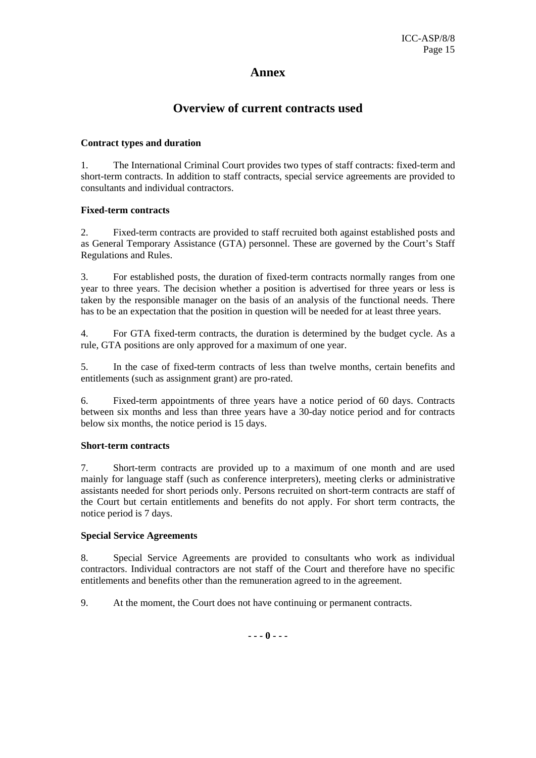# Annex

## Overview of current contracts used

**Contract types and duration**

1. The International Criminal Court provides two types of staff contracts: fixed-term and short-term contracts. In addition to staff contracts, special service agreements are provided to consultants and individual contractors.

**Fixed-term contracts**

2. Fixed-term contracts are provided to staff recruited both against established posts and as General Temporary Assistance (GTA) personnel. These are governed by the Court's Staff Regulations and Rules.

3. For established posts, the duration of fixed-term contracts normally ranges from one year to three years. The decision whether a position is advertised for three years or less is taken by the responsible manager on the basis of an analysis of the functional needs. There has to be an expectation that the position in question will be needed for at least three years.

4. For GTA fixed-term contracts, the duration is determined by the budget cycle. As a rule, GTA positions are only approved for a maximum of one year.

5. In the case of fixed-term contracts of less than twelve months, certain benefits and entitlements (such as assignment grant) are pro-rated.

6. Fixed-term appointments of three years have a notice period of 60 days. Contracts between six months and less than three years have a 30-day notice period and for contracts below six months, the notice period is 15 days.

**Short-term contracts**

7. Short-term contracts are provided up to a maximum of one month and are used mainly for language staff (such as conference interpreters), meeting clerks or administrative assistants needed for short periods only. Persons recruited on short-term contracts are staff of the Court but certain entitlements and benefits do not apply. For short term contracts, the notice period is 7 days.

**Special Service Agreements**

8. Special Service Agreements are provided to consultants who work as individual contractors. Individual contractors are not staff of the Court and therefore have no specific entitlements and benefits other than the remuneration agreed to in the agreement.

9. At the moment, the Court does not have continuing or permanent contracts.

**- - - 0 - - -**